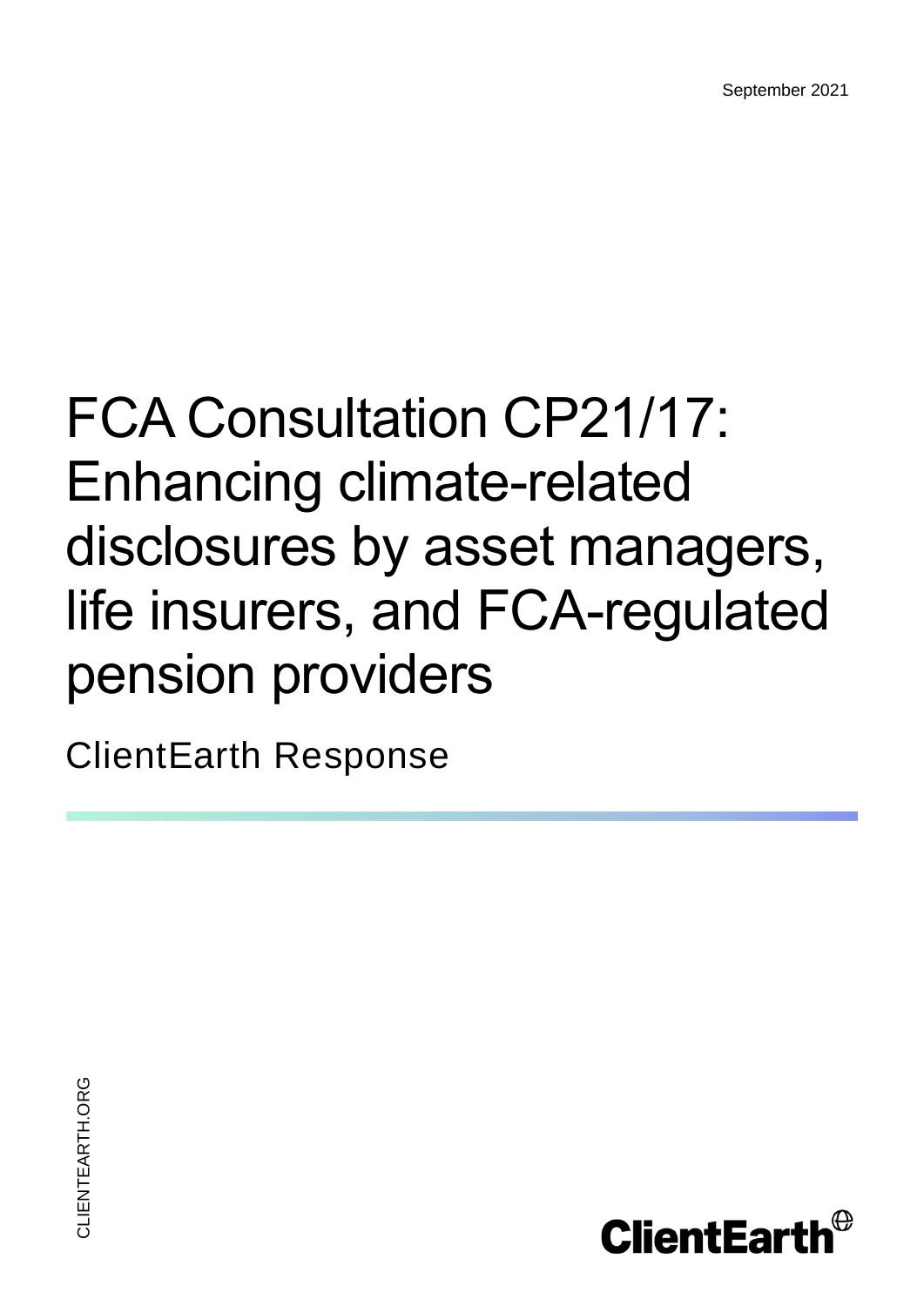September 2021

# FCA Consultation CP21/17: Enhancing climate-related disclosures by asset managers, life insurers, and FCA-regulated pension providers

ClientEarth Response

CLIENTEARTH.ORG

ClientEarth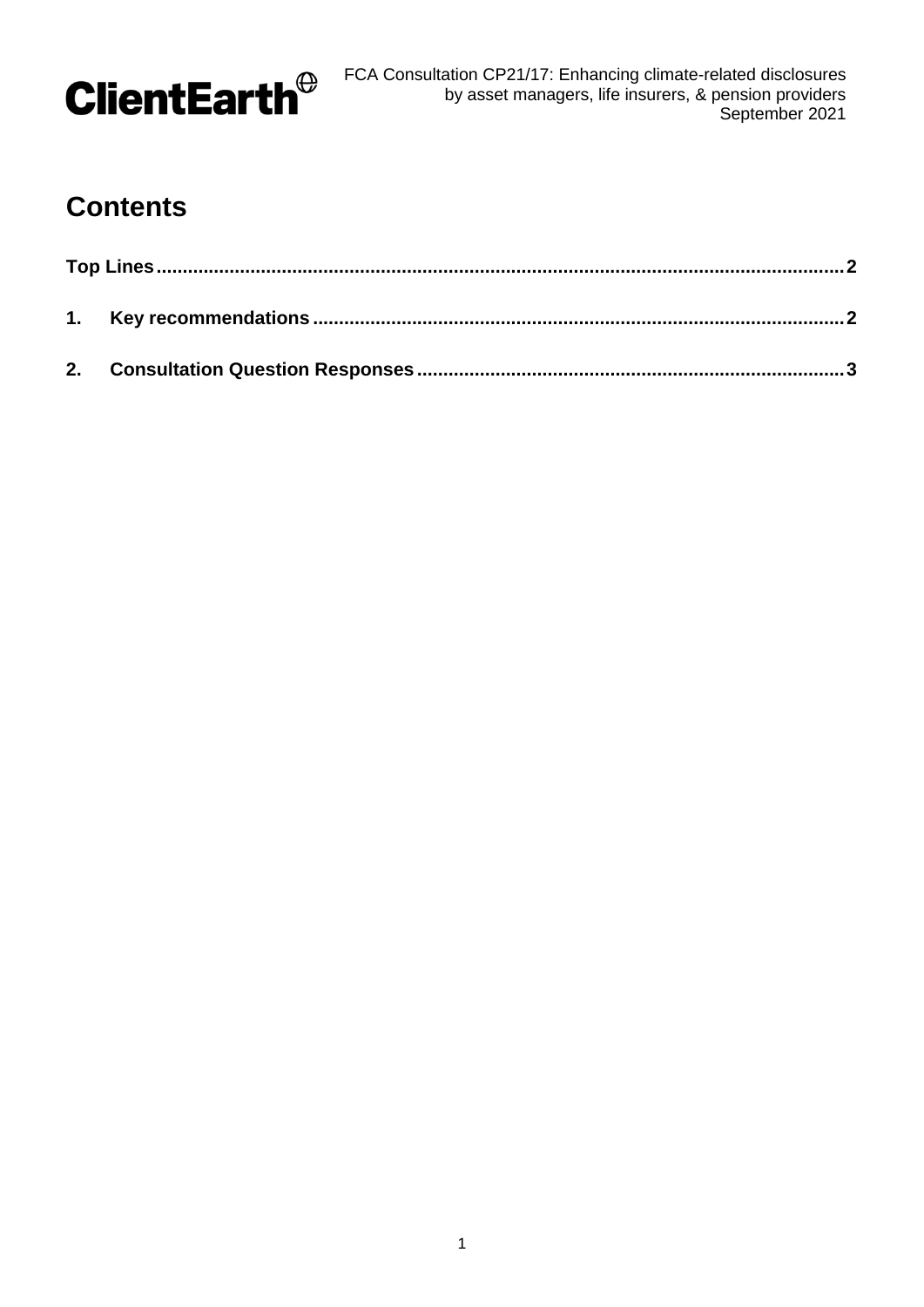# Contents

**Top Lines** .......... **2**

**1. Key recommendations** .......... **2**

**2. Consultation Question Responses** .......... **3**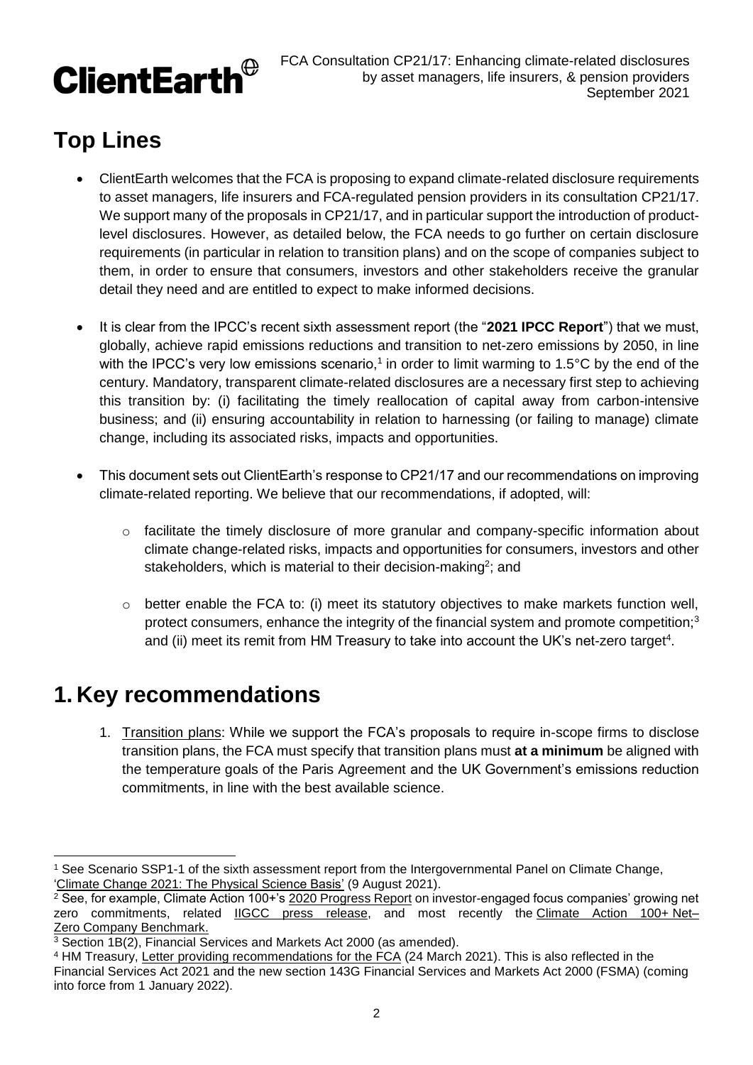# Top Lines

- ClientEarth welcomes that the FCA is proposing to expand climate-related disclosure requirements to asset managers, life insurers and FCA-regulated pension providers in its consultation CP21/17. We support many of the proposals in CP21/17, and in particular support the introduction of product-level disclosures. However, as detailed below, the FCA needs to go further on certain disclosure requirements (in particular in relation to transition plans) and on the scope of companies subject to them, in order to ensure that consumers, investors and other stakeholders receive the granular detail they need and are entitled to expect to make informed decisions.
- It is clear from the IPCC's recent sixth assessment report (the "**2021 IPCC Report**") that we must, globally, achieve rapid emissions reductions and transition to net-zero emissions by 2050, in line with the IPCC's very low emissions scenario,[1] in order to limit warming to 1.5°C by the end of the century. Mandatory, transparent climate-related disclosures are a necessary first step to achieving this transition by: (i) facilitating the timely reallocation of capital away from carbon-intensive business; and (ii) ensuring accountability in relation to harnessing (or failing to manage) climate change, including its associated risks, impacts and opportunities.
- This document sets out ClientEarth's response to CP21/17 and our recommendations on improving climate-related reporting. We believe that our recommendations, if adopted, will:
  - facilitate the timely disclosure of more granular and company-specific information about climate change-related risks, impacts and opportunities for consumers, investors and other stakeholders, which is material to their decision-making[2]; and
  - better enable the FCA to: (i) meet its statutory objectives to make markets function well, protect consumers, enhance the integrity of the financial system and promote competition;[3] and (ii) meet its remit from HM Treasury to take into account the UK's net-zero target[4].

# 1. Key recommendations

1. Transition plans: While we support the FCA's proposals to require in-scope firms to disclose transition plans, the FCA must specify that transition plans must **at a minimum** be aligned with the temperature goals of the Paris Agreement and the UK Government's emissions reduction commitments, in line with the best available science.

---

[1] See Scenario SSP1-1 of the sixth assessment report from the Intergovernmental Panel on Climate Change, 'Climate Change 2021: The Physical Science Basis' (9 August 2021).

[2] See, for example, Climate Action 100+'s 2020 Progress Report on investor-engaged focus companies' growing net zero commitments, related IIGCC press release, and most recently the Climate Action 100+ Net–Zero Company Benchmark.

[3] Section 1B(2), Financial Services and Markets Act 2000 (as amended).

[4] HM Treasury, Letter providing recommendations for the FCA (24 March 2021). This is also reflected in the Financial Services Act 2021 and the new section 143G Financial Services and Markets Act 2000 (FSMA) (coming into force from 1 January 2022).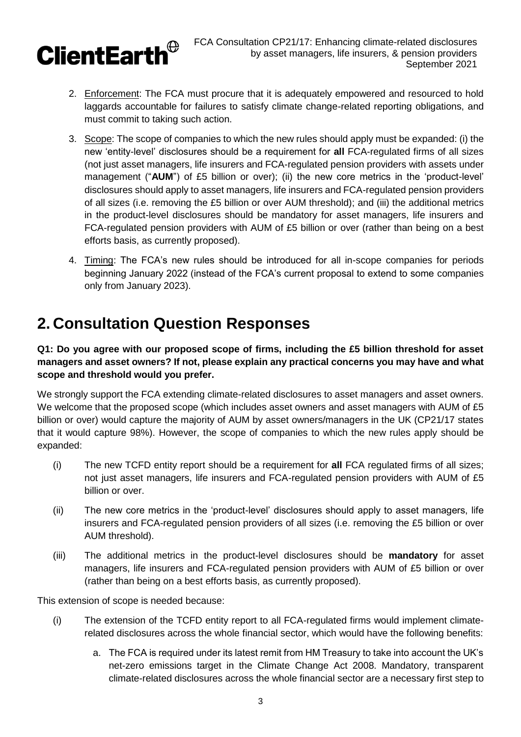2. Enforcement: The FCA must procure that it is adequately empowered and resourced to hold laggards accountable for failures to satisfy climate change-related reporting obligations, and must commit to taking such action.
3. Scope: The scope of companies to which the new rules should apply must be expanded: (i) the new 'entity-level' disclosures should be a requirement for **all** FCA-regulated firms of all sizes (not just asset managers, life insurers and FCA-regulated pension providers with assets under management ("**AUM**") of £5 billion or over); (ii) the new core metrics in the 'product-level' disclosures should apply to asset managers, life insurers and FCA-regulated pension providers of all sizes (i.e. removing the £5 billion or over AUM threshold); and (iii) the additional metrics in the product-level disclosures should be mandatory for asset managers, life insurers and FCA-regulated pension providers with AUM of £5 billion or over (rather than being on a best efforts basis, as currently proposed).
4. Timing: The FCA's new rules should be introduced for all in-scope companies for periods beginning January 2022 (instead of the FCA's current proposal to extend to some companies only from January 2023).

# 2. Consultation Question Responses

**Q1: Do you agree with our proposed scope of firms, including the £5 billion threshold for asset managers and asset owners? If not, please explain any practical concerns you may have and what scope and threshold would you prefer.**

We strongly support the FCA extending climate-related disclosures to asset managers and asset owners. We welcome that the proposed scope (which includes asset owners and asset managers with AUM of £5 billion or over) would capture the majority of AUM by asset owners/managers in the UK (CP21/17 states that it would capture 98%). However, the scope of companies to which the new rules apply should be expanded:

(i) The new TCFD entity report should be a requirement for **all** FCA regulated firms of all sizes; not just asset managers, life insurers and FCA-regulated pension providers with AUM of £5 billion or over.

(ii) The new core metrics in the 'product-level' disclosures should apply to asset managers, life insurers and FCA-regulated pension providers of all sizes (i.e. removing the £5 billion or over AUM threshold).

(iii) The additional metrics in the product-level disclosures should be **mandatory** for asset managers, life insurers and FCA-regulated pension providers with AUM of £5 billion or over (rather than being on a best efforts basis, as currently proposed).

This extension of scope is needed because:

(i) The extension of the TCFD entity report to all FCA-regulated firms would implement climate-related disclosures across the whole financial sector, which would have the following benefits:

   a. The FCA is required under its latest remit from HM Treasury to take into account the UK's net-zero emissions target in the Climate Change Act 2008. Mandatory, transparent climate-related disclosures across the whole financial sector are a necessary first step to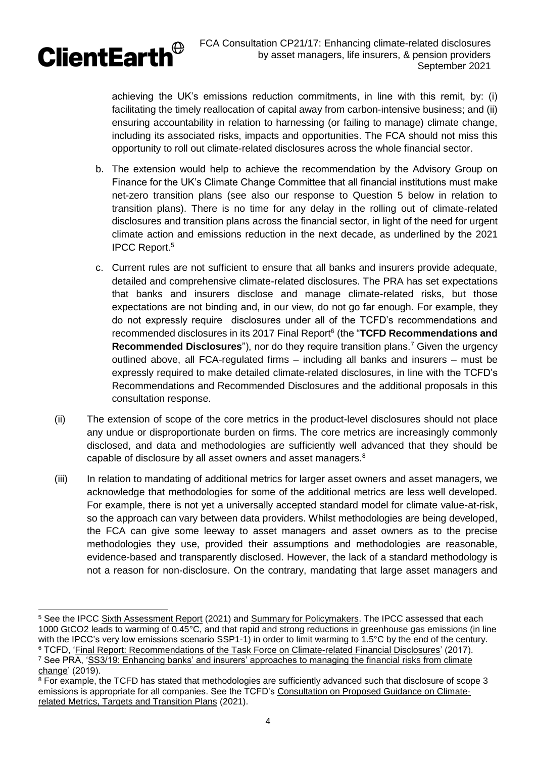achieving the UK's emissions reduction commitments, in line with this remit, by: (i) facilitating the timely reallocation of capital away from carbon-intensive business; and (ii) ensuring accountability in relation to harnessing (or failing to manage) climate change, including its associated risks, impacts and opportunities. The FCA should not miss this opportunity to roll out climate-related disclosures across the whole financial sector.

b. The extension would help to achieve the recommendation by the Advisory Group on Finance for the UK's Climate Change Committee that all financial institutions must make net-zero transition plans (see also our response to Question 5 below in relation to transition plans). There is no time for any delay in the rolling out of climate-related disclosures and transition plans across the financial sector, in light of the need for urgent climate action and emissions reduction in the next decade, as underlined by the 2021 IPCC Report.[5]

c. Current rules are not sufficient to ensure that all banks and insurers provide adequate, detailed and comprehensive climate-related disclosures. The PRA has set expectations that banks and insurers disclose and manage climate-related risks, but those expectations are not binding and, in our view, do not go far enough. For example, they do not expressly require disclosures under all of the TCFD's recommendations and recommended disclosures in its 2017 Final Report[6] (the "**TCFD Recommendations and Recommended Disclosures**"), nor do they require transition plans.[7] Given the urgency outlined above, all FCA-regulated firms – including all banks and insurers – must be expressly required to make detailed climate-related disclosures, in line with the TCFD's Recommendations and Recommended Disclosures and the additional proposals in this consultation response.

(ii) The extension of scope of the core metrics in the product-level disclosures should not place any undue or disproportionate burden on firms. The core metrics are increasingly commonly disclosed, and data and methodologies are sufficiently well advanced that they should be capable of disclosure by all asset owners and asset managers.[8]

(iii) In relation to mandating of additional metrics for larger asset owners and asset managers, we acknowledge that methodologies for some of the additional metrics are less well developed. For example, there is not yet a universally accepted standard model for climate value-at-risk, so the approach can vary between data providers. Whilst methodologies are being developed, the FCA can give some leeway to asset managers and asset owners as to the precise methodologies they use, provided their assumptions and methodologies are reasonable, evidence-based and transparently disclosed. However, the lack of a standard methodology is not a reason for non-disclosure. On the contrary, mandating that large asset managers and

---

[5] See the IPCC Sixth Assessment Report (2021) and Summary for Policymakers. The IPCC assessed that each 1000 GtCO2 leads to warming of 0.45°C, and that rapid and strong reductions in greenhouse gas emissions (in line with the IPCC's very low emissions scenario SSP1-1) in order to limit warming to 1.5°C by the end of the century.

[6] TCFD, 'Final Report: Recommendations of the Task Force on Climate-related Financial Disclosures' (2017).

[7] See PRA, 'SS3/19: Enhancing banks' and insurers' approaches to managing the financial risks from climate change' (2019).

[8] For example, the TCFD has stated that methodologies are sufficiently advanced such that disclosure of scope 3 emissions is appropriate for all companies. See the TCFD's Consultation on Proposed Guidance on Climate-related Metrics, Targets and Transition Plans (2021).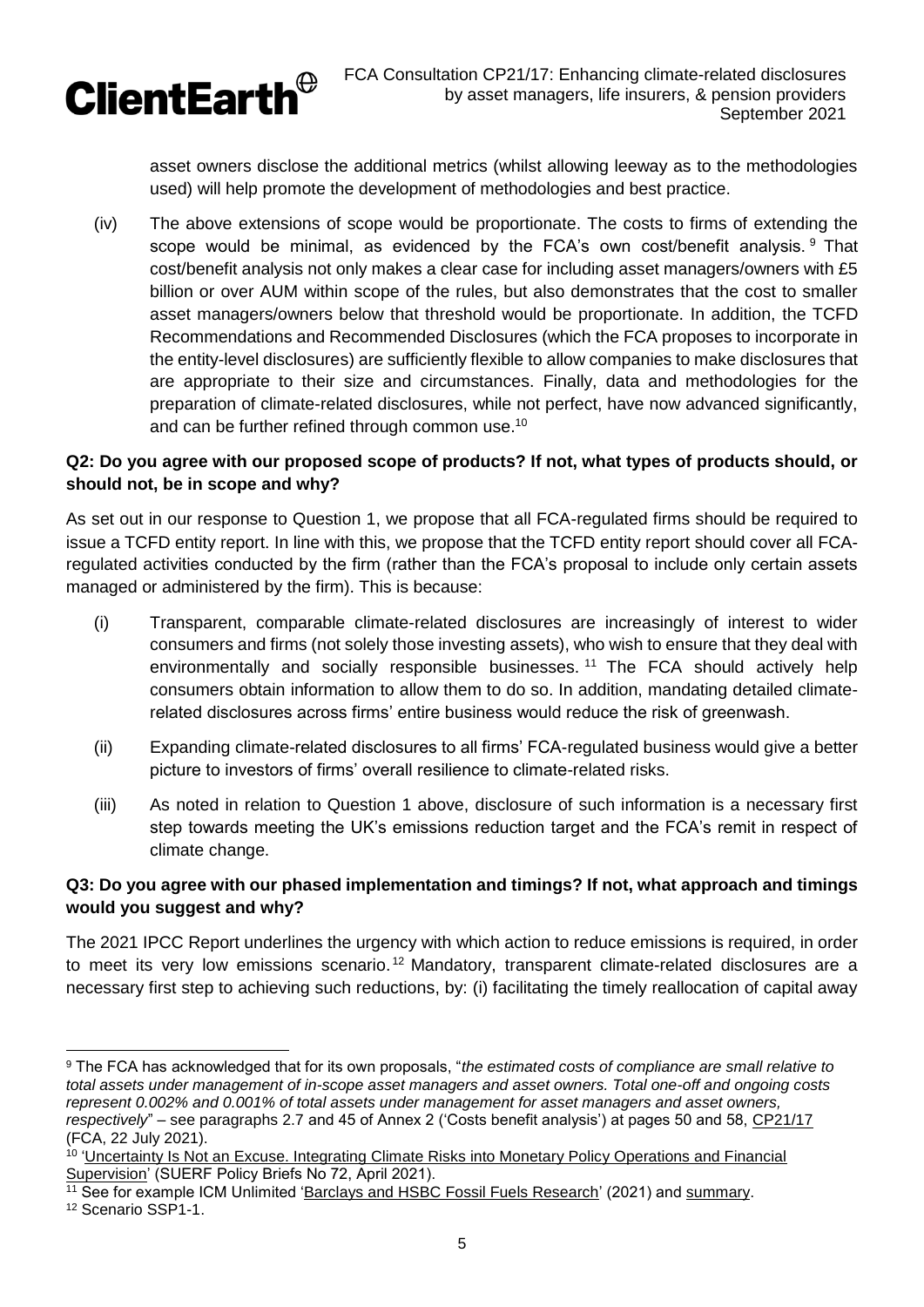asset owners disclose the additional metrics (whilst allowing leeway as to the methodologies used) will help promote the development of methodologies and best practice.

(iv) The above extensions of scope would be proportionate. The costs to firms of extending the scope would be minimal, as evidenced by the FCA's own cost/benefit analysis.[9] That cost/benefit analysis not only makes a clear case for including asset managers/owners with £5 billion or over AUM within scope of the rules, but also demonstrates that the cost to smaller asset managers/owners below that threshold would be proportionate. In addition, the TCFD Recommendations and Recommended Disclosures (which the FCA proposes to incorporate in the entity-level disclosures) are sufficiently flexible to allow companies to make disclosures that are appropriate to their size and circumstances. Finally, data and methodologies for the preparation of climate-related disclosures, while not perfect, have now advanced significantly, and can be further refined through common use.[10]

**Q2: Do you agree with our proposed scope of products? If not, what types of products should, or should not, be in scope and why?**

As set out in our response to Question 1, we propose that all FCA-regulated firms should be required to issue a TCFD entity report. In line with this, we propose that the TCFD entity report should cover all FCA-regulated activities conducted by the firm (rather than the FCA's proposal to include only certain assets managed or administered by the firm). This is because:

(i) Transparent, comparable climate-related disclosures are increasingly of interest to wider consumers and firms (not solely those investing assets), who wish to ensure that they deal with environmentally and socially responsible businesses.[11] The FCA should actively help consumers obtain information to allow them to do so. In addition, mandating detailed climate-related disclosures across firms' entire business would reduce the risk of greenwash.

(ii) Expanding climate-related disclosures to all firms' FCA-regulated business would give a better picture to investors of firms' overall resilience to climate-related risks.

(iii) As noted in relation to Question 1 above, disclosure of such information is a necessary first step towards meeting the UK's emissions reduction target and the FCA's remit in respect of climate change.

**Q3: Do you agree with our phased implementation and timings? If not, what approach and timings would you suggest and why?**

The 2021 IPCC Report underlines the urgency with which action to reduce emissions is required, in order to meet its very low emissions scenario.[12] Mandatory, transparent climate-related disclosures are a necessary first step to achieving such reductions, by: (i) facilitating the timely reallocation of capital away

---

[9] The FCA has acknowledged that for its own proposals, "*the estimated costs of compliance are small relative to total assets under management of in-scope asset managers and asset owners. Total one-off and ongoing costs represent 0.002% and 0.001% of total assets under management for asset managers and asset owners, respectively*" – see paragraphs 2.7 and 45 of Annex 2 ('Costs benefit analysis') at pages 50 and 58, CP21/17 (FCA, 22 July 2021).

[10] 'Uncertainty Is Not an Excuse. Integrating Climate Risks into Monetary Policy Operations and Financial Supervision' (SUERF Policy Briefs No 72, April 2021).

[11] See for example ICM Unlimited 'Barclays and HSBC Fossil Fuels Research' (2021) and summary.

[12] Scenario SSP1-1.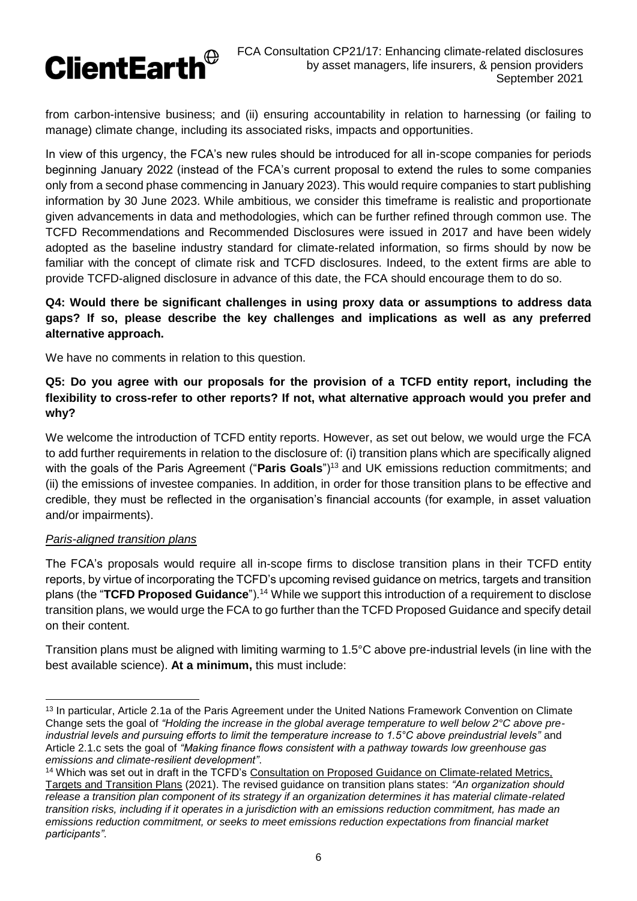from carbon-intensive business; and (ii) ensuring accountability in relation to harnessing (or failing to manage) climate change, including its associated risks, impacts and opportunities.

In view of this urgency, the FCA's new rules should be introduced for all in-scope companies for periods beginning January 2022 (instead of the FCA's current proposal to extend the rules to some companies only from a second phase commencing in January 2023). This would require companies to start publishing information by 30 June 2023. While ambitious, we consider this timeframe is realistic and proportionate given advancements in data and methodologies, which can be further refined through common use. The TCFD Recommendations and Recommended Disclosures were issued in 2017 and have been widely adopted as the baseline industry standard for climate-related information, so firms should by now be familiar with the concept of climate risk and TCFD disclosures. Indeed, to the extent firms are able to provide TCFD-aligned disclosure in advance of this date, the FCA should encourage them to do so.

**Q4: Would there be significant challenges in using proxy data or assumptions to address data gaps? If so, please describe the key challenges and implications as well as any preferred alternative approach.**

We have no comments in relation to this question.

**Q5: Do you agree with our proposals for the provision of a TCFD entity report, including the flexibility to cross-refer to other reports? If not, what alternative approach would you prefer and why?**

We welcome the introduction of TCFD entity reports. However, as set out below, we would urge the FCA to add further requirements in relation to the disclosure of: (i) transition plans which are specifically aligned with the goals of the Paris Agreement ("**Paris Goals**")[13] and UK emissions reduction commitments; and (ii) the emissions of investee companies. In addition, in order for those transition plans to be effective and credible, they must be reflected in the organisation's financial accounts (for example, in asset valuation and/or impairments).

*Paris-aligned transition plans*

The FCA's proposals would require all in-scope firms to disclose transition plans in their TCFD entity reports, by virtue of incorporating the TCFD's upcoming revised guidance on metrics, targets and transition plans (the "**TCFD Proposed Guidance**").[14] While we support this introduction of a requirement to disclose transition plans, we would urge the FCA to go further than the TCFD Proposed Guidance and specify detail on their content.

Transition plans must be aligned with limiting warming to 1.5°C above pre-industrial levels (in line with the best available science). **At a minimum,** this must include:

---

[13] In particular, Article 2.1a of the Paris Agreement under the United Nations Framework Convention on Climate Change sets the goal of *"Holding the increase in the global average temperature to well below 2°C above pre-industrial levels and pursuing efforts to limit the temperature increase to 1.5°C above preindustrial levels"* and Article 2.1.c sets the goal of *"Making finance flows consistent with a pathway towards low greenhouse gas emissions and climate-resilient development"*.

[14] Which was set out in draft in the TCFD's Consultation on Proposed Guidance on Climate-related Metrics, Targets and Transition Plans (2021). The revised guidance on transition plans states: *"An organization should release a transition plan component of its strategy if an organization determines it has material climate-related transition risks, including if it operates in a jurisdiction with an emissions reduction commitment, has made an emissions reduction commitment, or seeks to meet emissions reduction expectations from financial market participants"*.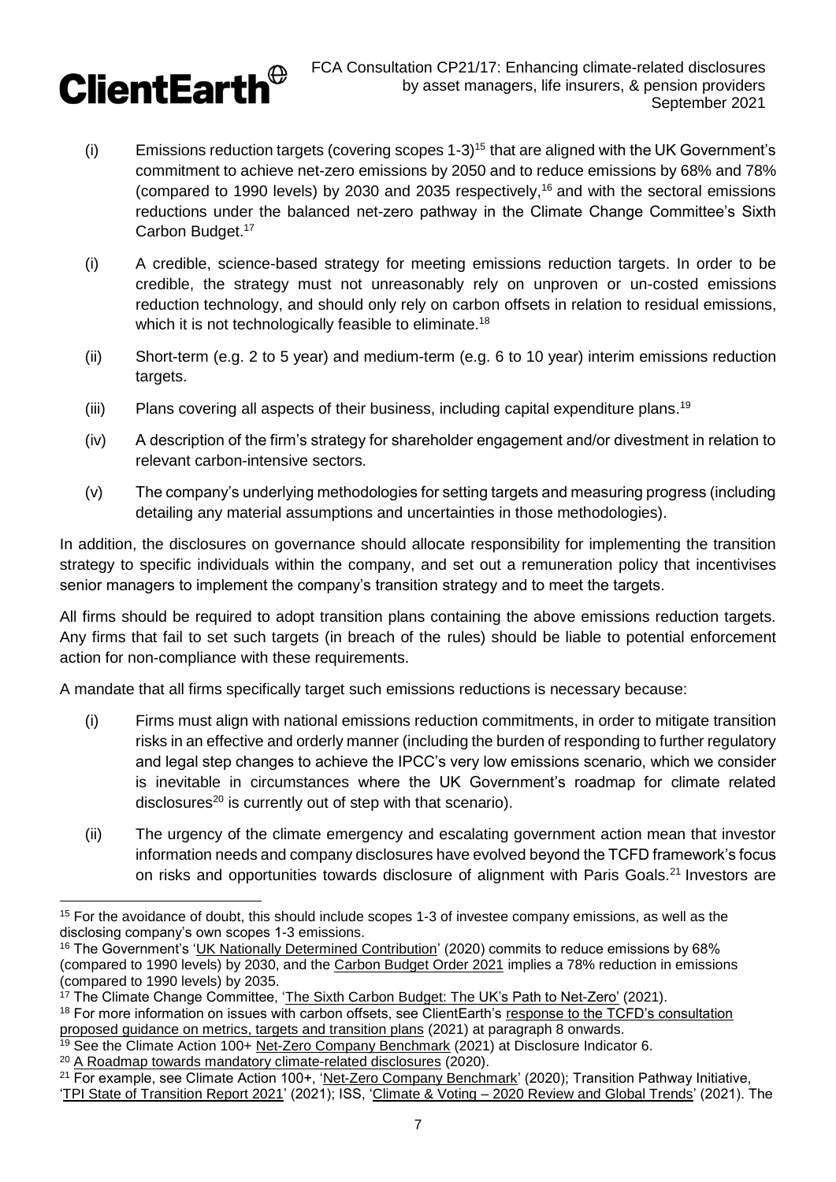(i) Emissions reduction targets (covering scopes 1-3)[15] that are aligned with the UK Government's commitment to achieve net-zero emissions by 2050 and to reduce emissions by 68% and 78% (compared to 1990 levels) by 2030 and 2035 respectively,[16] and with the sectoral emissions reductions under the balanced net-zero pathway in the Climate Change Committee's Sixth Carbon Budget.[17]

(i) A credible, science-based strategy for meeting emissions reduction targets. In order to be credible, the strategy must not unreasonably rely on unproven or un-costed emissions reduction technology, and should only rely on carbon offsets in relation to residual emissions, which it is not technologically feasible to eliminate.[18]

(ii) Short-term (e.g. 2 to 5 year) and medium-term (e.g. 6 to 10 year) interim emissions reduction targets.

(iii) Plans covering all aspects of their business, including capital expenditure plans.[19]

(iv) A description of the firm's strategy for shareholder engagement and/or divestment in relation to relevant carbon-intensive sectors.

(v) The company's underlying methodologies for setting targets and measuring progress (including detailing any material assumptions and uncertainties in those methodologies).

In addition, the disclosures on governance should allocate responsibility for implementing the transition strategy to specific individuals within the company, and set out a remuneration policy that incentivises senior managers to implement the company's transition strategy and to meet the targets.

All firms should be required to adopt transition plans containing the above emissions reduction targets. Any firms that fail to set such targets (in breach of the rules) should be liable to potential enforcement action for non-compliance with these requirements.

A mandate that all firms specifically target such emissions reductions is necessary because:

(i) Firms must align with national emissions reduction commitments, in order to mitigate transition risks in an effective and orderly manner (including the burden of responding to further regulatory and legal step changes to achieve the IPCC's very low emissions scenario, which we consider is inevitable in circumstances where the UK Government's roadmap for climate related disclosures[20] is currently out of step with that scenario).

(ii) The urgency of the climate emergency and escalating government action mean that investor information needs and company disclosures have evolved beyond the TCFD framework's focus on risks and opportunities towards disclosure of alignment with Paris Goals.[21] Investors are

---

[15] For the avoidance of doubt, this should include scopes 1-3 of investee company emissions, as well as the disclosing company's own scopes 1-3 emissions.

[16] The Government's 'UK Nationally Determined Contribution' (2020) commits to reduce emissions by 68% (compared to 1990 levels) by 2030, and the Carbon Budget Order 2021 implies a 78% reduction in emissions (compared to 1990 levels) by 2035.

[17] The Climate Change Committee, 'The Sixth Carbon Budget: The UK's Path to Net-Zero' (2021).

[18] For more information on issues with carbon offsets, see ClientEarth's response to the TCFD's consultation proposed guidance on metrics, targets and transition plans (2021) at paragraph 8 onwards.

[19] See the Climate Action 100+ Net-Zero Company Benchmark (2021) at Disclosure Indicator 6.

[20] A Roadmap towards mandatory climate-related disclosures (2020).

[21] For example, see Climate Action 100+, 'Net-Zero Company Benchmark' (2020); Transition Pathway Initiative, 'TPI State of Transition Report 2021' (2021); ISS, 'Climate & Voting – 2020 Review and Global Trends' (2021). The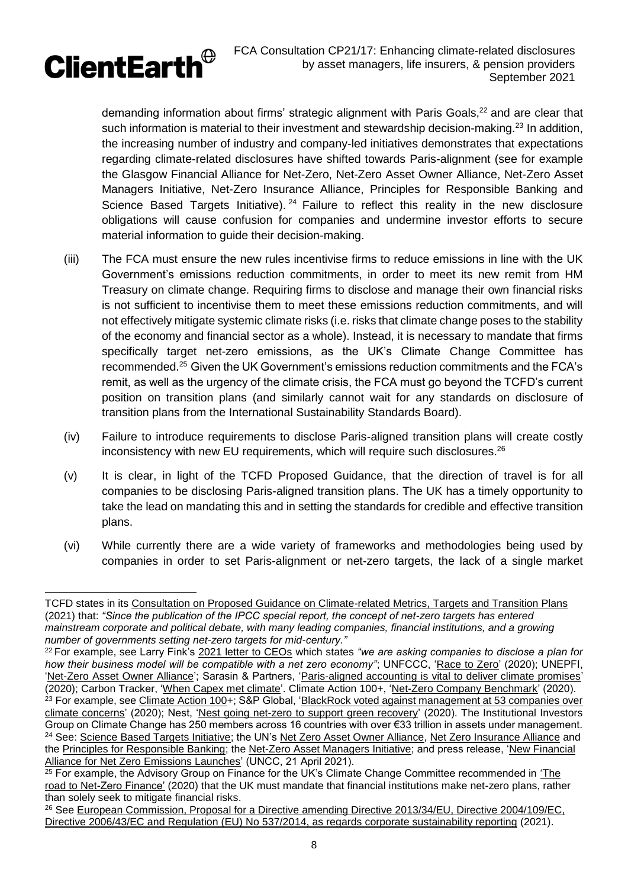demanding information about firms' strategic alignment with Paris Goals,[22] and are clear that such information is material to their investment and stewardship decision-making.[23] In addition, the increasing number of industry and company-led initiatives demonstrates that expectations regarding climate-related disclosures have shifted towards Paris-alignment (see for example the Glasgow Financial Alliance for Net-Zero, Net-Zero Asset Owner Alliance, Net-Zero Asset Managers Initiative, Net-Zero Insurance Alliance, Principles for Responsible Banking and Science Based Targets Initiative).[24] Failure to reflect this reality in the new disclosure obligations will cause confusion for companies and undermine investor efforts to secure material information to guide their decision-making.

(iii) The FCA must ensure the new rules incentivise firms to reduce emissions in line with the UK Government's emissions reduction commitments, in order to meet its new remit from HM Treasury on climate change. Requiring firms to disclose and manage their own financial risks is not sufficient to incentivise them to meet these emissions reduction commitments, and will not effectively mitigate systemic climate risks (i.e. risks that climate change poses to the stability of the economy and financial sector as a whole). Instead, it is necessary to mandate that firms specifically target net-zero emissions, as the UK's Climate Change Committee has recommended.[25] Given the UK Government's emissions reduction commitments and the FCA's remit, as well as the urgency of the climate crisis, the FCA must go beyond the TCFD's current position on transition plans (and similarly cannot wait for any standards on disclosure of transition plans from the International Sustainability Standards Board).

(iv) Failure to introduce requirements to disclose Paris-aligned transition plans will create costly inconsistency with new EU requirements, which will require such disclosures.[26]

(v) It is clear, in light of the TCFD Proposed Guidance, that the direction of travel is for all companies to be disclosing Paris-aligned transition plans. The UK has a timely opportunity to take the lead on mandating this and in setting the standards for credible and effective transition plans.

(vi) While currently there are a wide variety of frameworks and methodologies being used by companies in order to set Paris-alignment or net-zero targets, the lack of a single market

---

TCFD states in its Consultation on Proposed Guidance on Climate-related Metrics, Targets and Transition Plans (2021) that: *"Since the publication of the IPCC special report, the concept of net-zero targets has entered mainstream corporate and political debate, with many leading companies, financial institutions, and a growing number of governments setting net-zero targets for mid-century."*

[22] For example, see Larry Fink's 2021 letter to CEOs which states *"we are asking companies to disclose a plan for how their business model will be compatible with a net zero economy"*; UNFCCC, 'Race to Zero' (2020); UNEPFI, 'Net-Zero Asset Owner Alliance'; Sarasin & Partners, 'Paris-aligned accounting is vital to deliver climate promises' (2020); Carbon Tracker, 'When Capex met climate'. Climate Action 100+, 'Net-Zero Company Benchmark' (2020).

[23] For example, see Climate Action 100+; S&P Global, 'BlackRock voted against management at 53 companies over climate concerns' (2020); Nest, 'Nest going net-zero to support green recovery' (2020). The Institutional Investors Group on Climate Change has 250 members across 16 countries with over €33 trillion in assets under management.

[24] See: Science Based Targets Initiative; the UN's Net Zero Asset Owner Alliance, Net Zero Insurance Alliance and the Principles for Responsible Banking; the Net-Zero Asset Managers Initiative; and press release, 'New Financial Alliance for Net Zero Emissions Launches' (UNCC, 21 April 2021).

[25] For example, the Advisory Group on Finance for the UK's Climate Change Committee recommended in 'The road to Net-Zero Finance' (2020) that the UK must mandate that financial institutions make net-zero plans, rather than solely seek to mitigate financial risks.

[26] See European Commission, Proposal for a Directive amending Directive 2013/34/EU, Directive 2004/109/EC, Directive 2006/43/EC and Regulation (EU) No 537/2014, as regards corporate sustainability reporting (2021).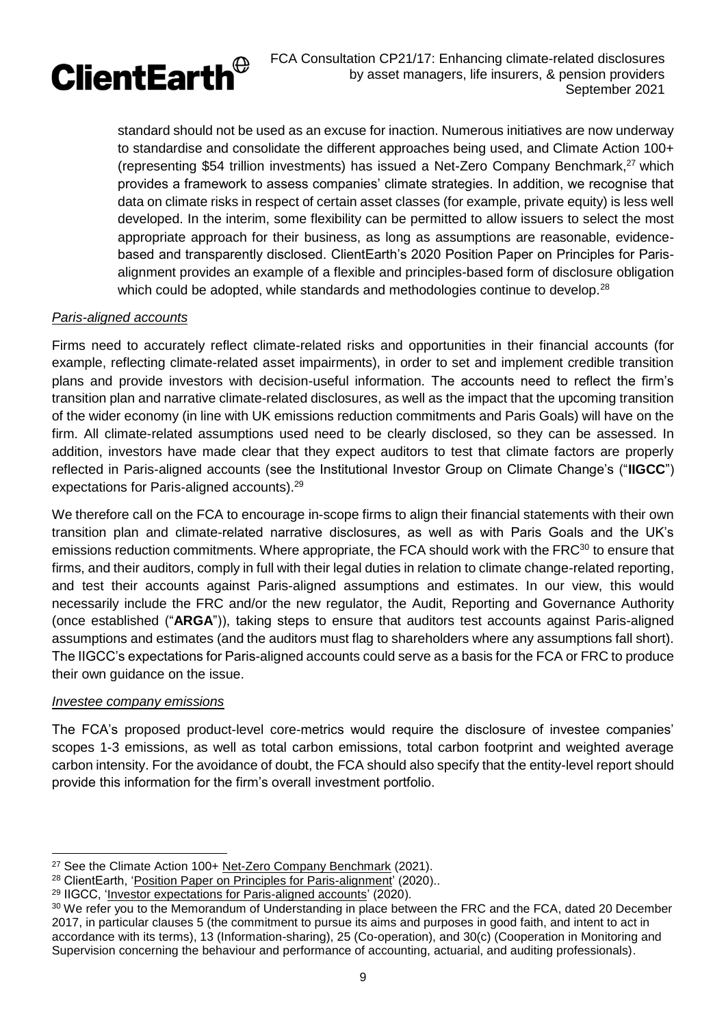standard should not be used as an excuse for inaction. Numerous initiatives are now underway to standardise and consolidate the different approaches being used, and Climate Action 100+ (representing $54 trillion investments) has issued a Net-Zero Company Benchmark,[27] which provides a framework to assess companies' climate strategies. In addition, we recognise that data on climate risks in respect of certain asset classes (for example, private equity) is less well developed. In the interim, some flexibility can be permitted to allow issuers to select the most appropriate approach for their business, as long as assumptions are reasonable, evidence-based and transparently disclosed. ClientEarth's 2020 Position Paper on Principles for Paris-alignment provides an example of a flexible and principles-based form of disclosure obligation which could be adopted, while standards and methodologies continue to develop.[28]

*Paris-aligned accounts*

Firms need to accurately reflect climate-related risks and opportunities in their financial accounts (for example, reflecting climate-related asset impairments), in order to set and implement credible transition plans and provide investors with decision-useful information. The accounts need to reflect the firm's transition plan and narrative climate-related disclosures, as well as the impact that the upcoming transition of the wider economy (in line with UK emissions reduction commitments and Paris Goals) will have on the firm. All climate-related assumptions used need to be clearly disclosed, so they can be assessed. In addition, investors have made clear that they expect auditors to test that climate factors are properly reflected in Paris-aligned accounts (see the Institutional Investor Group on Climate Change's ("**IIGCC**") expectations for Paris-aligned accounts).[29]

We therefore call on the FCA to encourage in-scope firms to align their financial statements with their own transition plan and climate-related narrative disclosures, as well as with Paris Goals and the UK's emissions reduction commitments. Where appropriate, the FCA should work with the FRC[30] to ensure that firms, and their auditors, comply in full with their legal duties in relation to climate change-related reporting, and test their accounts against Paris-aligned assumptions and estimates. In our view, this would necessarily include the FRC and/or the new regulator, the Audit, Reporting and Governance Authority (once established ("**ARGA**")), taking steps to ensure that auditors test accounts against Paris-aligned assumptions and estimates (and the auditors must flag to shareholders where any assumptions fall short). The IIGCC's expectations for Paris-aligned accounts could serve as a basis for the FCA or FRC to produce their own guidance on the issue.

*Investee company emissions*

The FCA's proposed product-level core-metrics would require the disclosure of investee companies' scopes 1-3 emissions, as well as total carbon emissions, total carbon footprint and weighted average carbon intensity. For the avoidance of doubt, the FCA should also specify that the entity-level report should provide this information for the firm's overall investment portfolio.

---

[27] See the Climate Action 100+ Net-Zero Company Benchmark (2021).

[28] ClientEarth, 'Position Paper on Principles for Paris-alignment' (2020)..

[29] IIGCC, 'Investor expectations for Paris-aligned accounts' (2020).

[30] We refer you to the Memorandum of Understanding in place between the FRC and the FCA, dated 20 December 2017, in particular clauses 5 (the commitment to pursue its aims and purposes in good faith, and intent to act in accordance with its terms), 13 (Information-sharing), 25 (Co-operation), and 30(c) (Cooperation in Monitoring and Supervision concerning the behaviour and performance of accounting, actuarial, and auditing professionals).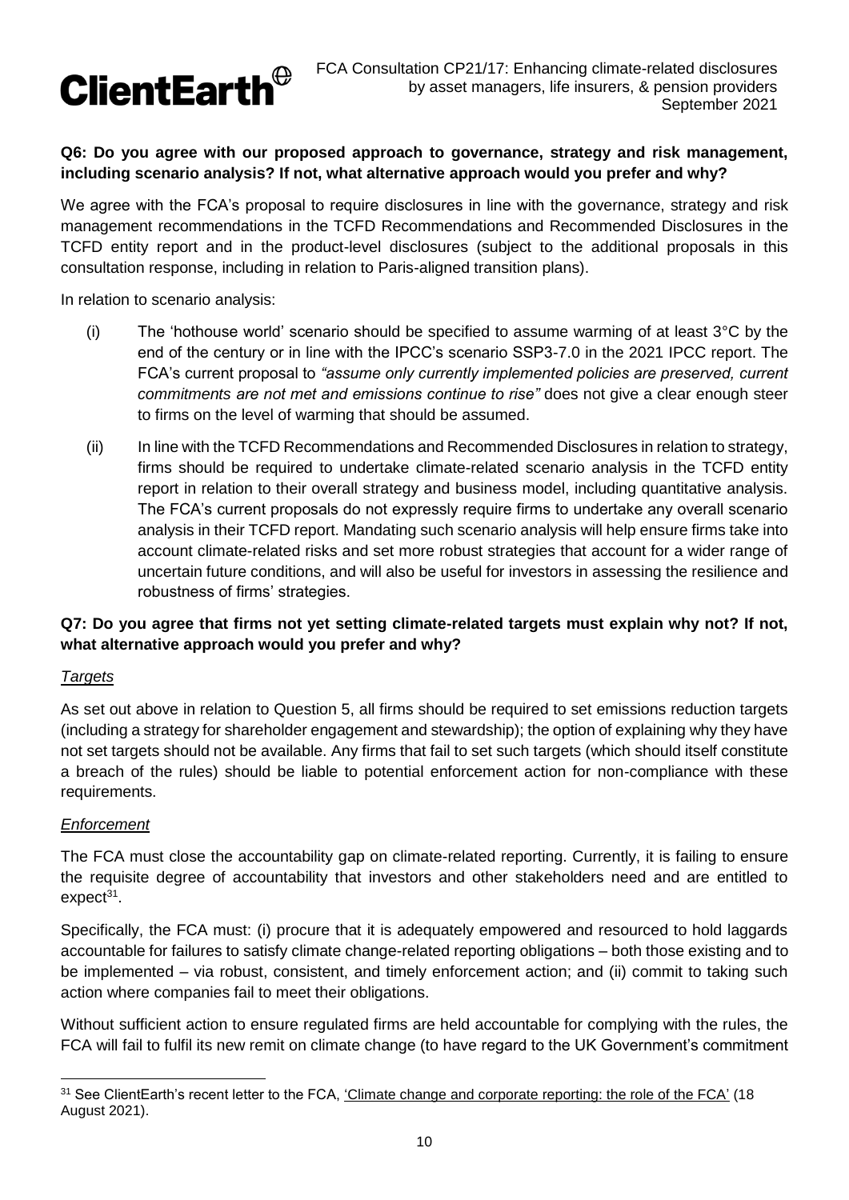**Q6: Do you agree with our proposed approach to governance, strategy and risk management, including scenario analysis? If not, what alternative approach would you prefer and why?**

We agree with the FCA's proposal to require disclosures in line with the governance, strategy and risk management recommendations in the TCFD Recommendations and Recommended Disclosures in the TCFD entity report and in the product-level disclosures (subject to the additional proposals in this consultation response, including in relation to Paris-aligned transition plans).

In relation to scenario analysis:

(i) The 'hothouse world' scenario should be specified to assume warming of at least 3°C by the end of the century or in line with the IPCC's scenario SSP3-7.0 in the 2021 IPCC report. The FCA's current proposal to *"assume only currently implemented policies are preserved, current commitments are not met and emissions continue to rise"* does not give a clear enough steer to firms on the level of warming that should be assumed.

(ii) In line with the TCFD Recommendations and Recommended Disclosures in relation to strategy, firms should be required to undertake climate-related scenario analysis in the TCFD entity report in relation to their overall strategy and business model, including quantitative analysis. The FCA's current proposals do not expressly require firms to undertake any overall scenario analysis in their TCFD report. Mandating such scenario analysis will help ensure firms take into account climate-related risks and set more robust strategies that account for a wider range of uncertain future conditions, and will also be useful for investors in assessing the resilience and robustness of firms' strategies.

**Q7: Do you agree that firms not yet setting climate-related targets must explain why not? If not, what alternative approach would you prefer and why?**

*Targets*

As set out above in relation to Question 5, all firms should be required to set emissions reduction targets (including a strategy for shareholder engagement and stewardship); the option of explaining why they have not set targets should not be available. Any firms that fail to set such targets (which should itself constitute a breach of the rules) should be liable to potential enforcement action for non-compliance with these requirements.

*Enforcement*

The FCA must close the accountability gap on climate-related reporting. Currently, it is failing to ensure the requisite degree of accountability that investors and other stakeholders need and are entitled to expect[31].

Specifically, the FCA must: (i) procure that it is adequately empowered and resourced to hold laggards accountable for failures to satisfy climate change-related reporting obligations – both those existing and to be implemented – via robust, consistent, and timely enforcement action; and (ii) commit to taking such action where companies fail to meet their obligations.

Without sufficient action to ensure regulated firms are held accountable for complying with the rules, the FCA will fail to fulfil its new remit on climate change (to have regard to the UK Government's commitment

[31] See ClientEarth's recent letter to the FCA, 'Climate change and corporate reporting: the role of the FCA' (18 August 2021).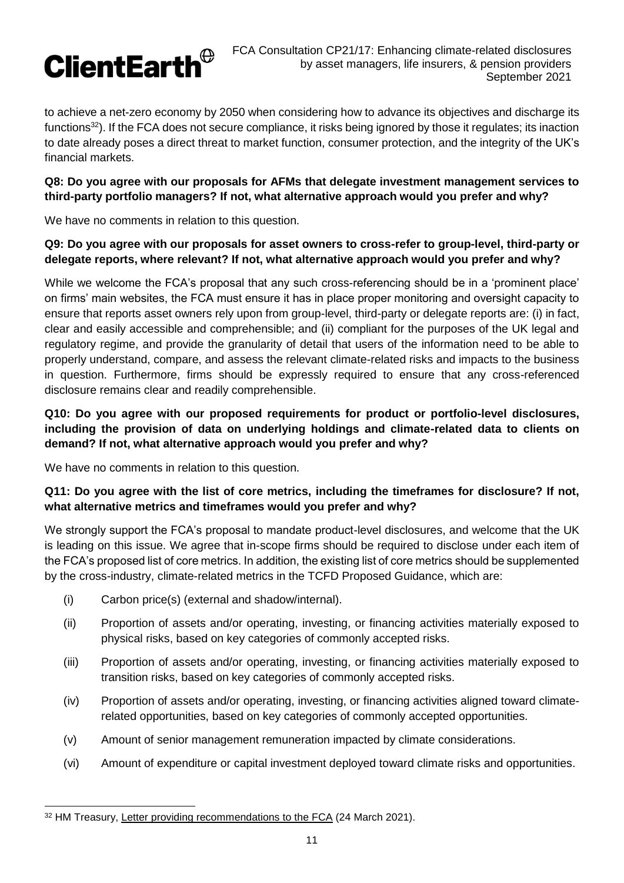to achieve a net-zero economy by 2050 when considering how to advance its objectives and discharge its functions[32]). If the FCA does not secure compliance, it risks being ignored by those it regulates; its inaction to date already poses a direct threat to market function, consumer protection, and the integrity of the UK's financial markets.

**Q8: Do you agree with our proposals for AFMs that delegate investment management services to third-party portfolio managers? If not, what alternative approach would you prefer and why?**

We have no comments in relation to this question.

**Q9: Do you agree with our proposals for asset owners to cross-refer to group-level, third-party or delegate reports, where relevant? If not, what alternative approach would you prefer and why?**

While we welcome the FCA's proposal that any such cross-referencing should be in a 'prominent place' on firms' main websites, the FCA must ensure it has in place proper monitoring and oversight capacity to ensure that reports asset owners rely upon from group-level, third-party or delegate reports are: (i) in fact, clear and easily accessible and comprehensible; and (ii) compliant for the purposes of the UK legal and regulatory regime, and provide the granularity of detail that users of the information need to be able to properly understand, compare, and assess the relevant climate-related risks and impacts to the business in question. Furthermore, firms should be expressly required to ensure that any cross-referenced disclosure remains clear and readily comprehensible.

**Q10: Do you agree with our proposed requirements for product or portfolio-level disclosures, including the provision of data on underlying holdings and climate-related data to clients on demand? If not, what alternative approach would you prefer and why?**

We have no comments in relation to this question.

**Q11: Do you agree with the list of core metrics, including the timeframes for disclosure? If not, what alternative metrics and timeframes would you prefer and why?**

We strongly support the FCA's proposal to mandate product-level disclosures, and welcome that the UK is leading on this issue. We agree that in-scope firms should be required to disclose under each item of the FCA's proposed list of core metrics. In addition, the existing list of core metrics should be supplemented by the cross-industry, climate-related metrics in the TCFD Proposed Guidance, which are:

(i) Carbon price(s) (external and shadow/internal).

(ii) Proportion of assets and/or operating, investing, or financing activities materially exposed to physical risks, based on key categories of commonly accepted risks.

(iii) Proportion of assets and/or operating, investing, or financing activities materially exposed to transition risks, based on key categories of commonly accepted risks.

(iv) Proportion of assets and/or operating, investing, or financing activities aligned toward climate-related opportunities, based on key categories of commonly accepted opportunities.

(v) Amount of senior management remuneration impacted by climate considerations.

(vi) Amount of expenditure or capital investment deployed toward climate risks and opportunities.

[32] HM Treasury, Letter providing recommendations to the FCA (24 March 2021).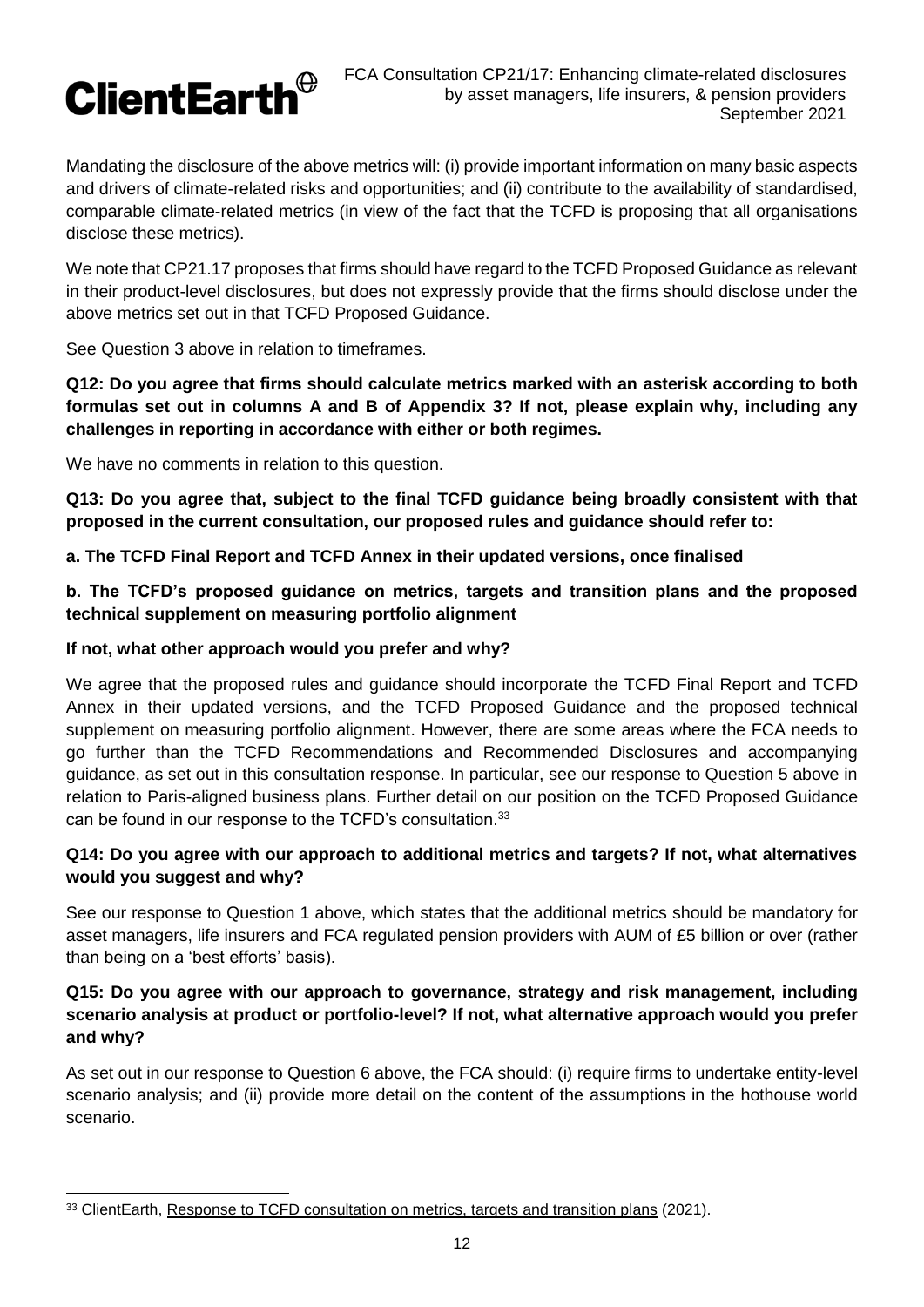Mandating the disclosure of the above metrics will: (i) provide important information on many basic aspects and drivers of climate-related risks and opportunities; and (ii) contribute to the availability of standardised, comparable climate-related metrics (in view of the fact that the TCFD is proposing that all organisations disclose these metrics).

We note that CP21.17 proposes that firms should have regard to the TCFD Proposed Guidance as relevant in their product-level disclosures, but does not expressly provide that the firms should disclose under the above metrics set out in that TCFD Proposed Guidance.

See Question 3 above in relation to timeframes.

**Q12: Do you agree that firms should calculate metrics marked with an asterisk according to both formulas set out in columns A and B of Appendix 3? If not, please explain why, including any challenges in reporting in accordance with either or both regimes.**

We have no comments in relation to this question.

**Q13: Do you agree that, subject to the final TCFD guidance being broadly consistent with that proposed in the current consultation, our proposed rules and guidance should refer to:**

**a. The TCFD Final Report and TCFD Annex in their updated versions, once finalised**

**b. The TCFD's proposed guidance on metrics, targets and transition plans and the proposed technical supplement on measuring portfolio alignment**

**If not, what other approach would you prefer and why?**

We agree that the proposed rules and guidance should incorporate the TCFD Final Report and TCFD Annex in their updated versions, and the TCFD Proposed Guidance and the proposed technical supplement on measuring portfolio alignment. However, there are some areas where the FCA needs to go further than the TCFD Recommendations and Recommended Disclosures and accompanying guidance, as set out in this consultation response. In particular, see our response to Question 5 above in relation to Paris-aligned business plans. Further detail on our position on the TCFD Proposed Guidance can be found in our response to the TCFD's consultation.[33]

**Q14: Do you agree with our approach to additional metrics and targets? If not, what alternatives would you suggest and why?**

See our response to Question 1 above, which states that the additional metrics should be mandatory for asset managers, life insurers and FCA regulated pension providers with AUM of £5 billion or over (rather than being on a 'best efforts' basis).

**Q15: Do you agree with our approach to governance, strategy and risk management, including scenario analysis at product or portfolio-level? If not, what alternative approach would you prefer and why?**

As set out in our response to Question 6 above, the FCA should: (i) require firms to undertake entity-level scenario analysis; and (ii) provide more detail on the content of the assumptions in the hothouse world scenario.

---

[33] ClientEarth, Response to TCFD consultation on metrics, targets and transition plans (2021).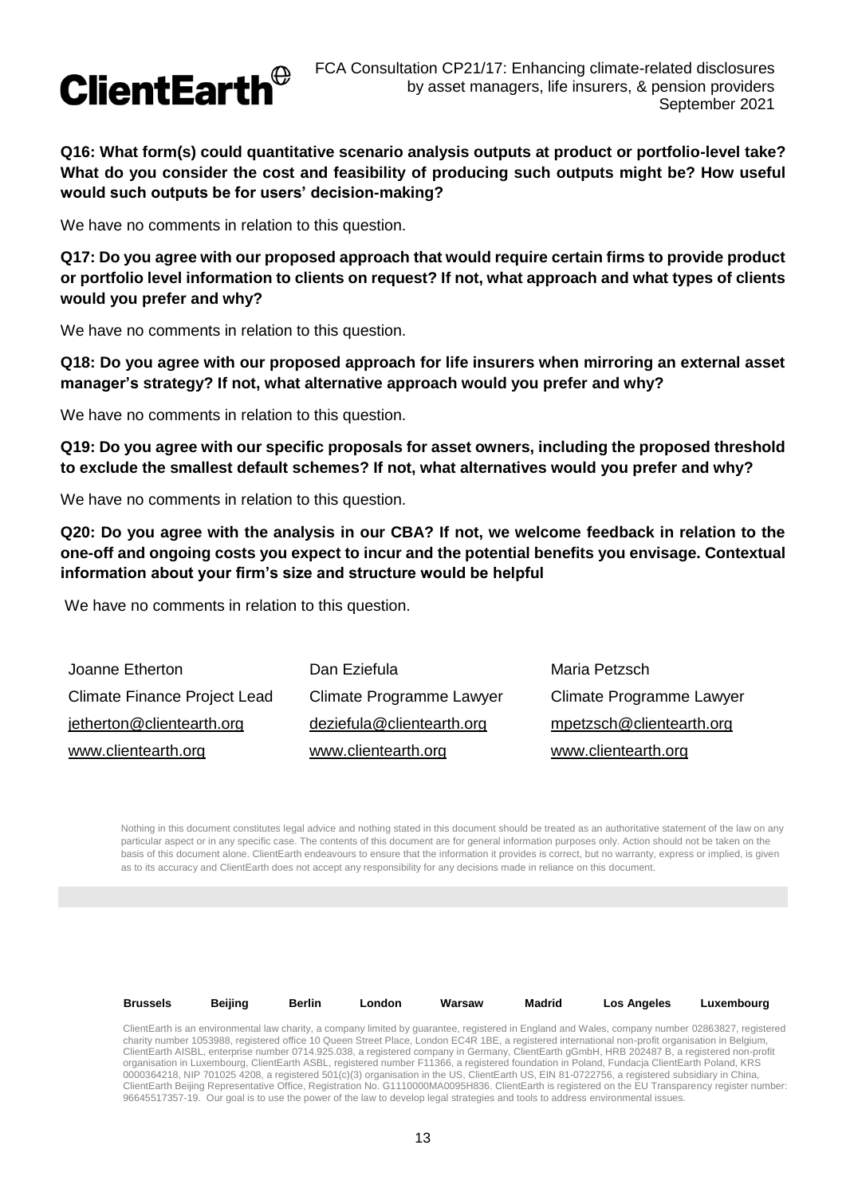**Q16: What form(s) could quantitative scenario analysis outputs at product or portfolio-level take? What do you consider the cost and feasibility of producing such outputs might be? How useful would such outputs be for users' decision-making?**

We have no comments in relation to this question.

**Q17: Do you agree with our proposed approach that would require certain firms to provide product or portfolio level information to clients on request? If not, what approach and what types of clients would you prefer and why?**

We have no comments in relation to this question.

**Q18: Do you agree with our proposed approach for life insurers when mirroring an external asset manager's strategy? If not, what alternative approach would you prefer and why?**

We have no comments in relation to this question.

**Q19: Do you agree with our specific proposals for asset owners, including the proposed threshold to exclude the smallest default schemes? If not, what alternatives would you prefer and why?**

We have no comments in relation to this question.

**Q20: Do you agree with the analysis in our CBA? If not, we welcome feedback in relation to the one-off and ongoing costs you expect to incur and the potential benefits you envisage. Contextual information about your firm's size and structure would be helpful**

We have no comments in relation to this question.

Joanne Etherton
Climate Finance Project Lead
jetherton@clientearth.org
www.clientearth.org

Dan Eziefula
Climate Programme Lawyer
deziefula@clientearth.org
www.clientearth.org

Maria Petzsch
Climate Programme Lawyer
mpetzsch@clientearth.org
www.clientearth.org

Nothing in this document constitutes legal advice and nothing stated in this document should be treated as an authoritative statement of the law on any particular aspect or in any specific case. The contents of this document are for general information purposes only. Action should not be taken on the basis of this document alone. ClientEarth endeavours to ensure that the information it provides is correct, but no warranty, express or implied, is given as to its accuracy and ClientEarth does not accept any responsibility for any decisions made in reliance on this document.

**Brussels** **Beijing** **Berlin** **London** **Warsaw** **Madrid** **Los Angeles** **Luxembourg**

ClientEarth is an environmental law charity, a company limited by guarantee, registered in England and Wales, company number 02863827, registered charity number 1053988, registered office 10 Queen Street Place, London EC4R 1BE, a registered international non-profit organisation in Belgium, ClientEarth AISBL, enterprise number 0714.925.038, a registered company in Germany, ClientEarth gGmbH, HRB 202487 B, a registered non-profit organisation in Luxembourg, ClientEarth ASBL, registered number F11366, a registered foundation in Poland, Fundacja ClientEarth Poland, KRS 0000364218, NIP 701025 4208, a registered 501(c)(3) organisation in the US, ClientEarth US, EIN 81-0722756, a registered subsidiary in China, ClientEarth Beijing Representative Office, Registration No. G1110000MA0095H836. ClientEarth is registered on the EU Transparency register number: 96645517357-19. Our goal is to use the power of the law to develop legal strategies and tools to address environmental issues.